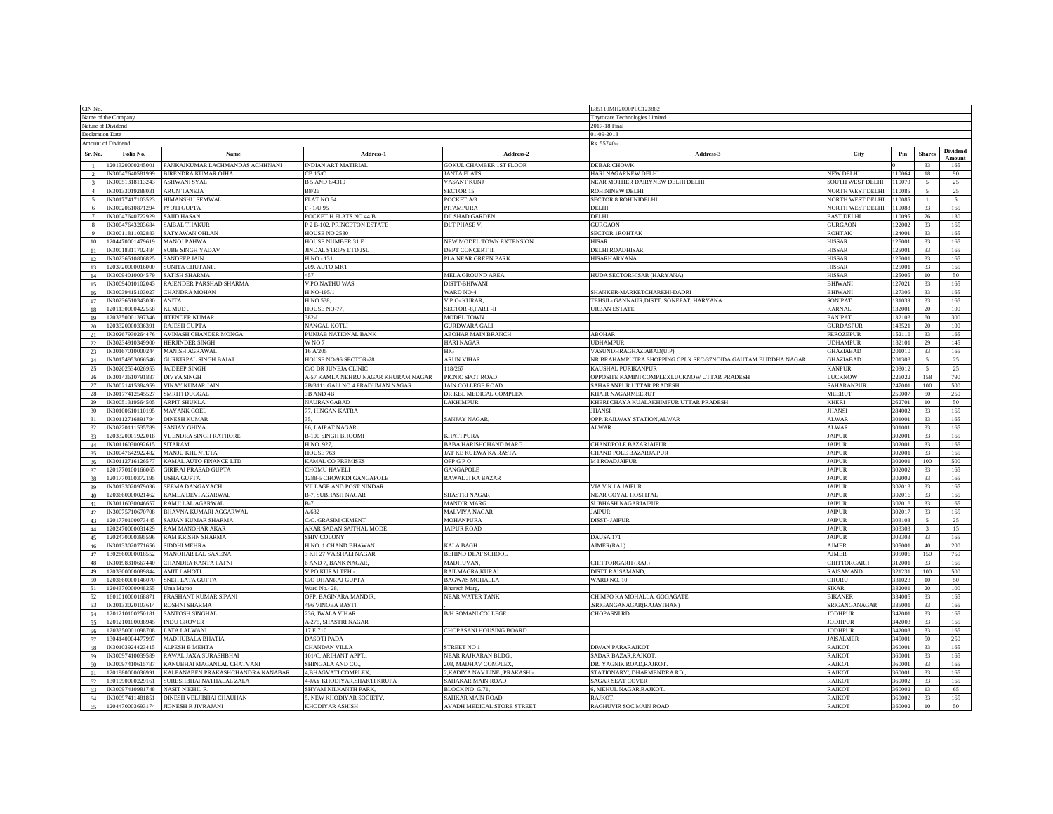| CIN No. | | | | | L85110MH2000PLC123882 | | | | |
|---|---|---|---|---|---|---|---|---|---|
| Name of the Company | | | | | Thyrocare Technologies Limited | | | | |
| Nature of Dividend | | | | | 2017-18 Final | | | | |
| Declaration Date | | | | | 01-09-2018 | | | | |
| Amount of Dividend | | | | | Rs. 55740/- | | | | |
| **Sr. No.** | **Folio No.** | **Name** | **Address-1** | **Address-2** | **Address-3** | **City** | **Pin** | **Shares** | **Dividend Amount** |
| 1 | 1201320000245001 | PANKAJKUMAR LACHMANDAS ACHHNANI | INDIAN ART MATIRIAL | GOKUL CHAMBER 1ST FLOOR | DEBAR CHOWK | | 0 | 33 | 165 |
| 2 | IN30047640581999 | BIRENDRA KUMAR OJHA | CB 15/C | JANTA FLATS | HARI NAGARNEW DELHI | NEW DELHI | 110064 | 18 | 90 |
| 3 | IN30051318113243 | ASHWANI SYAL | B 5 AND 6/4319 | VASANT KUNJ | NEAR MOTHER DAIRYNEW DELHI DELHI | SOUTH WEST DELHI | 110070 | 5 | 25 |
| 4 | IN30133019288031 | ARUN TANEJA | B8/26 | SECTOR 15 | ROHININEW DELHI | NORTH WEST DELHI | 110085 | 5 | 25 |
| 5 | IN30177417103523 | HIMANSHU SEMWAL | FLAT NO 64 | POCKET A/3 | SECTOR 8 ROHINIDELHI | NORTH WEST DELHI | 110085 | 1 | 5 |
| 6 | IN30020610871294 | JYOTI GUPTA | F - 1/U 95 | PITAMPURA | DELHI | NORTH WEST DELHI | 110088 | 33 | 165 |
| 7 | IN30047640722929 | SAJID HASAN | POCKET H FLATS NO 44 B | DILSHAD GARDEN | DELHI | EAST DELHI | 110095 | 26 | 130 |
| 8 | IN30047643203684 | SAIBAL THAKUR | P 2 B-102, PRINCETON ESTATE | DLT PHASE V, | GURGAON | GURGAON | 122002 | 33 | 165 |
| 9 | IN30011811032883 | SATYAWAN OHLAN | HOUSE NO 2530 | | SECTOR 1ROHTAK | ROHTAK | 124001 | 33 | 165 |
| 10 | 1204470001479619 | MANOJ PAHWA | HOUSE NUMBER 31 E | NEW MODEL TOWN EXTENSION | HISAR | HISSAR | 125001 | 33 | 165 |
| 11 | IN30018311702484 | SUBE SINGH YADAV | JINDAL STRIPS LTD JSL | DEPT CONCERT II | DELHI ROADHISAR | HISSAR | 125001 | 33 | 165 |
| 12 | IN30236510806825 | SANDEEP JAIN | H.NO.- 131 | PLA NEAR GREEN PARK | HISARHARYANA | HISSAR | 125001 | 33 | 165 |
| 13 | 1203720000016000 | SUNITA CHUTANI . | 209, AUTO MKT | | | HISSAR | 125001 | 33 | 165 |
| 14 | IN30094010004579 | SATISH SHARMA | 457 | MELA GROUND AREA | HUDA SECTORHISAR (HARYANA) | HISSAR | 125005 | 10 | 50 |
| 15 | IN30094010102043 | RAJENDER PARSHAD SHARMA | V.PO.NATHU WAS | DISTT-BHIWANI | | BHIWANI | 127021 | 33 | 165 |
| 16 | IN30039415103027 | CHANDRA MOHAN | H NO-195/1 | WARD NO-4 | SHANKER-MARKETCHARKHI-DADRI | BHIWANI | 127306 | 33 | 165 |
| 17 | IN30236510343030 | ANITA | H.NO.538, | V.P.O- KURAR, | TEHSIL- GANNAUR,DISTT. SONEPAT, HARYANA | SONIPAT | 131039 | 33 | 165 |
| 18 | 1201130000422558 | KUMUD . | HOUSE NO-77, | SECTOR -8,PART -II | URBAN ESTATE | KARNAL | 132001 | 20 | 100 |
| 19 | 1203350001397346 | JITENDER KUMAR | 382-L | MODEL TOWN | . | PANIPAT | 132103 | 60 | 300 |
| 20 | 1203320000336391 | RAJESH GUPTA | NANGAL KOTLI | GURDWARA GALI | | GURDASPUR | 143521 | 20 | 100 |
| 21 | IN30267930264476 | AVINASH CHANDER MONGA | PUNJAB NATIONAL BANK | ABOHAR MAIN BRANCH | ABOHAR | FEROZEPUR | 152116 | 33 | 165 |
| 22 | IN30234910349900 | HERJINDER SINGH | W NO 7 | HARI NAGAR | UDHAMPUR | UDHAMPUR | 182101 | 29 | 145 |
| 23 | IN30167010000244 | MANISH AGRAWAL | 16 A/205 | HIG | VASUNDHRAGHAZIABAD(U.P) | GHAZIABAD | 201010 | 33 | 165 |
| 24 | IN30154953066546 | GURKIRPAL SINGH BAJAJ | HOUSE NO-96 SECTOR-28 | ARUN VIHAR | NR BRAHAMPUTRA SHOPPING CPLX SEC-37NOIDA GAUTAM BUDDHA NAGAR | GHAZIABAD | 201303 | 5 | 25 |
| 25 | IN30202534026953 | JAIDEEP SINGH | C/O DR JUNEJA CLINIC | 118/267 | KAUSHAL PURIKANPUR | KANPUR | 208012 | 5 | 25 |
| 26 | IN30143610791887 | DIVYA SINGH | A-57 KAMLA NEHRU NAGAR KHURAM NAGAR | PICNIC SPOT ROAD | OPPOSITE KAMINI COMPLEXLUCKNOW UTTAR PRADESH | LUCKNOW | 226022 | 158 | 790 |
| 27 | IN30021415384959 | VINAY KUMAR JAIN | 2B/3111 GALI NO 4 PRADUMAN NAGAR | JAIN COLLEGE ROAD | SAHARANPUR UTTAR PRADESH | SAHARANPUR | 247001 | 100 | 500 |
| 28 | IN30177412545527 | SMRITI DUGGAL | 3B AND 4B | DR KBL MEDICAL COMPLEX | KHAIR NAGARMEERUT | MEERUT | 250007 | 50 | 250 |
| 29 | IN30051319564505 | ARPIT SHUKLA | NAURANGABAD | LAKHIMPUR | KHERI CHAYA KUALAKHIMPUR UTTAR PRADESH | KHERI | 262701 | 10 | 50 |
| 30 | IN30100610110195 | MAYANK GOEL | 77, HINGAN KATRA | | JHANSI | JHANSI | 284002 | 33 | 165 |
| 31 | IN30112716891794 | DINESH KUMAR | 35, | SANJAY NAGAR, | OPP. RAILWAY STATION,ALWAR | ALWAR | 301001 | 33 | 165 |
| 32 | IN30220111535789 | SANJAY GHIYA | 86, LAJPAT NAGAR | | ALWAR | ALWAR | 301001 | 33 | 165 |
| 33 | 1203320001922018 | VIJENDRA SINGH RATHORE | B-100 SINGH BHOOMI | KHATI PURA | | JAIPUR | 302001 | 33 | 165 |
| 34 | IN30116030092615 | SITARAM | H NO. 927, | BABA HARISHCHAND MARG | CHANDPOLE BAZARJAIPUR | JAIPUR | 302001 | 33 | 165 |
| 35 | IN30047642922482 | MANJU KHUNTETA | HOUSE 763 | JAT KE KUEWA KA RASTA | CHAND POLE BAZARJAIPUR | JAIPUR | 302001 | 33 | 165 |
| 36 | IN30112716126577 | KAMAL AUTO FINANCE LTD | KAMAL CO PREMISES | OPP G P O | M I ROADJAIPUR | JAIPUR | 302001 | 100 | 500 |
| 37 | 1201770100166065 | GIRIRAJ PRASAD GUPTA | CHOMU HAVELI , | GANGAPOLE | | JAIPUR | 302002 | 33 | 165 |
| 38 | 1201770100372195 | USHA GUPTA | 1288-5 CHOWKDI GANGAPOLE | RAWAL JI KA BAZAR | | JAIPUR | 302002 | 33 | 165 |
| 39 | IN30133020979036 | SEEMA DANGAYACH | VILLAGE AND POST NINDAR | | VIA V.K.I.A.JAIPUR | JAIPUR | 302013 | 33 | 165 |
| 40 | 1203660000021462 | KAMLA DEVI AGARWAL | B-7, SUBHASH NAGAR | SHASTRI NAGAR | NEAR GOYAL HOSPITAL | JAIPUR | 302016 | 33 | 165 |
| 41 | IN30116030046657 | RAMJI LAL AGARWAL | B-7 | MANDIR MARG | SUBHASH NAGARJAIPUR | JAIPUR | 302016 | 33 | 165 |
| 42 | IN30075710670708 | BHAVNA KUMARI AGGARWAL | A/682 | MALVIYA NAGAR | JAIPUR | JAIPUR | 302017 | 33 | 165 |
| 43 | 1201770100073445 | SAJJAN KUMAR SHARMA | C/O. GRASIM CEMENT | MOHANPURA | DISST- JAIPUR | JAIPUR | 303108 | 5 | 25 |
| 44 | 1202470000031429 | RAM MANOHAR AKAR | AKAR SADAN SAITHAL MODE | JAIPUR ROAD | | JAIPUR | 303303 | 3 | 15 |
| 45 | 1202470000395596 | RAM KRISHN SHARMA | SHIV COLONY | | DAUSA 171 | JAIPUR | 303303 | 33 | 165 |
| 46 | IN30133020771656 | SIDDHI MEHRA | H.NO. 1 CHAND BHAWAN | KALA BAGH | AJMER(RAJ.) | AJMER | 305001 | 40 | 200 |
| 47 | 1302860000018552 | MANOHAR LAL SAXENA | 3 KH 27 VAISHALI NAGAR | BEHIND DEAF SCHOOL | | AJMER | 305006 | 150 | 750 |
| 48 | IN30198310667440 | CHANDRA KANTA PATNI | 6 AND 7, BANK NAGAR, | MADHUVAN, | CHITTORGARH (RAJ.) | CHITTORGARH | 312001 | 33 | 165 |
| 49 | 1203300000089844 | AMIT LAHOTI | V PO KURAJ TEH - | RAILMAGRA,KURAJ | DISTT RAJSAMAND, | RAJSAMAND | 321231 | 100 | 500 |
| 50 | 1203660000146070 | SNEH LATA GUPTA | C/O DHANRAJ GUPTA | BAGWAS MOHALLA | WARD NO. 10 | CHURU | 331023 | 10 | 50 |
| 51 | 1204370000048255 | Uma Maroo | Ward No.- 28, | Bharech Marg, | | SIKAR | 332001 | 20 | 100 |
| 52 | 1601010000168871 | PRASHANT KUMAR SIPANI | OPP. BAGINARA MANDIR, | NEAR WATER TANK | CHIMPO KA MOHALLA, GOGAGATE | BIKANER | 334005 | 33 | 165 |
| 53 | IN30133020103614 | ROSHNI SHARMA | 496 VINOBA BASTI | . | .SRIGANGANAGAR(RAJASTHAN) | SRIGANGANAGAR | 335001 | 33 | 165 |
| 54 | 1201210100250181 | SANTOSH SINGHAL | 236, JWALA VIHAR | B/H SOMANI COLLEGE | CHOPASNI RD. | JODHPUR | 342001 | 33 | 165 |
| 55 | 1201210100038945 | INDU GROVER | A-275, SHASTRI NAGAR | | | JODHPUR | 342003 | 33 | 165 |
| 56 | 1203350001098708 | LATA LALWANI | 17 E 710 | CHOPASANI HOUSING BOARD | | JODHPUR | 342008 | 33 | 165 |
| 57 | 1304140004477997 | MADHUBALA BHATIA | DASOTI PADA | | | JAISALMER | 345001 | 50 | 250 |
| 58 | IN30103924423415 | ALPESH B MEHTA | CHANDAN VILLA | STREET NO 1 | DIWAN PARARAJKOT | RAJKOT | 360001 | 33 | 165 |
| 59 | IN30097410039589 | RAWAL JAXA SURASHBHAI | 101/C, ARIHANT APPT., | NEAR RAJKARAN BLDG., | SADAR BAZAR,RAJKOT. | RAJKOT | 360001 | 33 | 165 |
| 60 | IN30097410615787 | KANUBHAI MAGANLAL CHATVANI | SHINGALA AND CO., | 208, MADHAV COMPLEX, | DR. YAGNIK ROAD,RAJKOT. | RAJKOT | 360001 | 33 | 165 |
| 61 | 1201980000036991 | KALPANABEN PRAKASHCHANDRA KANABAR | 4,BHAGVATI COMPLEX, | 2,KADIYA NAV LINE ,'PRAKASH - | STATIONARY', DHARMENDRA RD , | RAJKOT | 360001 | 33 | 165 |
| 62 | 1301990000229161 | SURESHBHAI NATHALAL ZALA | 4-JAY KHODIYAR,SHAKTI KRUPA | SAHAKAR MAIN ROAD | SAGAR SEAT COVER | RAJKOT | 360002 | 33 | 165 |
| 63 | IN30097410981748 | NASIT NIKHIL R. | SHYAM NILKANTH PARK, | BLOCK NO. G/71, | 6, MEHUL NAGAR,RAJKOT. | RAJKOT | 360002 | 13 | 65 |
| 64 | IN30097411481851 | DINESH VELJIBHAI CHAUHAN | 5, NEW KHODIYAR SOCIETY, | SAHKAR MAIN ROAD, | RAJKOT. | RAJKOT | 360002 | 33 | 165 |
| 65 | 1204470003693174 | JIGNESH R JIVRAJANI | KHODIYAR ASHISH | AVADH MEDICAL STORE STREET | RAGHUVIR SOC MAIN ROAD | RAJKOT | 360002 | 10 | 50 |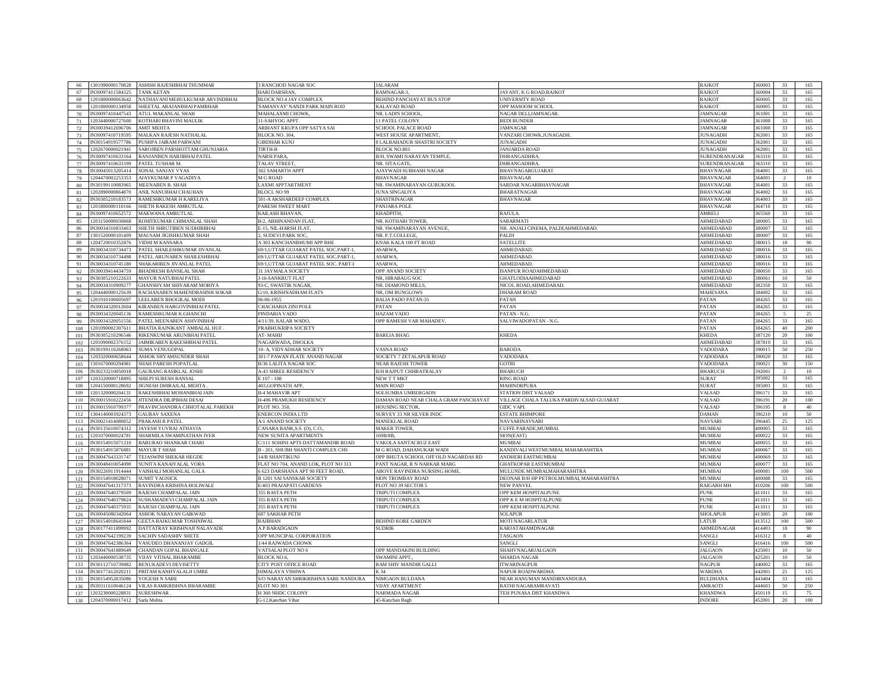| | | | | | | | | | |
|---|---|---|---|---|---|---|---|---|---|
| 66 | 1301990000170828 | ASHISH RAJESHBHAI THUMMAR | 3 RANCHOD NAGAR SOC | JALARAM | | RAJKOT | 360003 | 33 | 165 |
| 67 | IN30097411584325 | TANK KETAN | HARI DARSHAN, | RAMNAGAR-3, | JAYANT, K G ROAD,RAJKOT | RAJKOT | 360004 | 33 | 165 |
| 68 | 1201800000063642 | NATHAVANI MEHULKUMAR ARVINDBHAI | BLOCK NO 4 JAY COMPLEX | BEHIND PANCHAYAT BUS STOP | UNIVERSITY ROAD | RAJKOT | 360005 | 33 | 165 |
| 69 | 1201800000134958 | SHEETAL ARAJANBHAI PAMBHAR | 'SAMANVAY' NANDI PARK MAIN ROD | KALAVAD ROAD | OPP MASOOM SCHOOL | RAJKOT | 360005 | 33 | 165 |
| 70 | IN30097410447543 | ATUL MAKANLAL SHAH | MAHALAXMI CHOWK, | NR. LADI'S SCHOOL, | NAGAR DELI,JAMNAGAR. | JAMNAGAR | 361001 | 33 | 165 |
| 71 | 1203440000727600 | KOTHARI BHAVINI MAULIK | 11-SAHYOG APPT. | 11 PATEL COLONY | BEDI BUNDER | JAMNAGAR | 361008 | 33 | 165 |
| 72 | IN30039412696706 | AMIT MEHTA | ARIHANT KRUPA OPP SATYA SAI | SCHOOL PALACE ROAD | JAMNAGAR | JAMNAGAR | 361008 | 33 | 165 |
| 73 | IN30097410719595 | MALKAN RAJESH NATHALAL | BLOCK NO. 304, | WEST HOUSE APARTMENT, | VANZARI CHOWK,JUNAGADH. | JUNAGADH | 362001 | 33 | 165 |
| 74 | IN30154919577786 | PUSHPA JAIRAM PARWANI | GIRDHAR KUNJ | 8 LALBAHADUR SHASTRI SOCIETY | JUNAGADH | JUNAGADH | 362001 | 33 | 165 |
| 75 | 1202670000021941 | SAROJBEN PARSHOTTAM GHUNJARIA | TIRTH-B | BLOCK NO.803 | JANJARDA ROAD | JUNAGADH | 362001 | 33 | 165 |
| 76 | IN30097410633164 | RANJANBEN HARJIBHAI PATEL | NARSI PARA, | B/H. SWAMI NARAYAN TEMPLE, | DHRANGADHRA. | SURENDRANAGAR | 363310 | 33 | 165 |
| 77 | IN30097410633199 | PATEL TUSHAR M. | TALAV STREET, | NR. SITA GATE, | DHRANGADHRA. | SURENDRANAGAR | 363310 | 33 | 165 |
| 78 | IN30045013205414 | SONAL SANJAY VYAS | 302 SAMARTH APPT | AJAYWADI SUBHASH NAGAR | BHAVNAGARGUJARAT | BHAVNAGAR | 364001 | 33 | 165 |
| 79 | 1204470002253353 | AJAYKUMAR P VAGADIYA | M G ROAD | BHAVNAGAR | BHAVNAGAR | BHAVNAGAR | 364001 | 2 | 10 |
| 80 | IN30199110083965 | MEENABEN B. SHAH | LAXMI APPTARTMENT | NR. SWAMINARAYAN GURUKOOL | SARDAR NAGARBHAVNAGAR | BHAVNAGAR | 364001 | 33 | 165 |
| 81 | 1202890000864870 | ANIL NANUBHAI CHAUHAN | BLOCL NO 99 | JUNA SINGALIYA | BHARATNAGAR | BHAVNAGAR | 364002 | 33 | 165 |
| 82 | IN30305210183573 | RAMESHKUMAR H KARELIYA | 501-A AKSHARDEEP COMPLEX | SHASTRINAGAR | BHAVNAGAR | BHAVNAGAR | 364003 | 33 | 165 |
| 83 | 1201800000110166 | SHETH RAKESH AMRUTLAL | PARESH SWEET MART | PANJARA POLE | | BHAVNAGAR | 364710 | 33 | 165 |
| 84 | IN30097410652572 | MAKWANA AMRUTLAL | KAILASH BHAVAN, | KHADPITH, | RAJULA. | AMRELI | 365560 | 33 | 165 |
| 85 | 1203150000030868 | ROHITKUMAR CHIMANLAL SHAH | B/2, ABHINANDAN FLAT, | NR. KOTHARI TOWER, | SABARMATI | AHMEDABAD | 380005 | 33 | 165 |
| 86 | IN30034310833463 | SHETH SHRUTIBEN SUDHIRBHAI | E-15, NIL-HARSH FLAT, | NR. SWAMINARAYAN AVENUE, | NR. ANJALI CINEMA, PALDI,AHMEDABAD. | AHMEDABAD | 380007 | 33 | 165 |
| 87 | 1301520000101409 | MAUSAM JIGISHKUMAR SHAH | 2, SUDEVI PARK SOC, | NR. P.T.COLLEGE, | PALDI | AHMEDABAD | 380007 | 33 | 165 |
| 88 | 1204720010352876 | VIDHI M KANSARA | A 303 KANCHANBHUMI APP BHE | KNAK KALA 100 FT ROAD | SATELLITE | AHMEDABAD | 380015 | 18 | 90 |
| 89 | IN30034310734473 | PATEL SHAILESHKUMAR JIVANLAL | 69/1,UTTAR GUJARAT PATEL SOC.PART-1, | ASARWA, | AHMEDABAD. | AHMEDABAD | 380016 | 33 | 165 |
| 90 | IN30034310734498 | PATEL ARUNABEN SHAILESHBHAI | 69/1,UTTAR GUJARAT PATEL SOC.PART-1, | ASARWA, | AHMEDABAD. | AHMEDABAD | 380016 | 33 | 165 |
| 91 | IN30034310745180 | SHAKARIBEN JIVANLAL PATEL | 69/1,UTTAR GUJARAT PATEL SOC. PART-I | ASARWA, | AHMEDABAD. | AHMEDABAD | 380016 | 33 | 165 |
| 92 | IN30039414434759 | BHADRESH BANSILAL SHAH | 31 JAYMALA SOCIETY | OPP ANAND SOCIETY | ISANPUR ROADAHMEDABAD | AHMEDABAD | 380050 | 33 | 165 |
| 93 | IN30305210122633 | MAYUR NATUBHAI PATEL | J-16-SANKRUT FLAT | NR, HIRABAUG SOC | GHATLODIAAHMEDABAD | AHMEDABAD | 380061 | 10 | 50 |
| 94 | IN30034310909277 | GHANSHYAM SHIVARAM MORIYA | 93-C, SWASTIK NAGAR, | NR. DIAMOND MILLS, | NICOL ROAD,AHMEDABAD. | AHMEDABAD | 382350 | 33 | 165 |
| 95 | 1204440000125639 | RACHANABEN MAHENDRASINH SOKAR | G/10, KRISHNADHAM FLATS | NR, OM BUNGLOWS | DHARAM ROAD | MAHESANA | 384002 | 33 | 165 |
| 96 | 1201910100605697 | LEELABEN BHOGILAL MODI | 06-06-1955 | BALIA PADO PATAN-35 | PATAN | PATAN | 384265 | 33 | 165 |
| 97 | IN30034320012604 | KIRANBEN HARGOVINBHAI PATEL | CHACHARIA ZINI POLE | PATAN | PATAN | PATAN | 384265 | 33 | 165 |
| 98 | IN30034320045136 | RAMESHKUMAR K.GHANCHI | PINDARIA VADO | HAZAM VADO | PATAN - N.G. | PATAN | 384265 | 5 | 25 |
| 99 | IN30034320051556 | PATEL MEENABEN ASHVINBHAI | 4/11/39, KALAR WADO, | OPP RAMESH VAR MAHADEV, | SALVIWADOPATAN - N.G. | PATAN | 384265 | 33 | 165 |
| 100 | 1201090002307611 | BHATIA RAJNIKANT AMBALAL HUF . | PRABHUKRIPA SOCIETY | | | PATAN | 384265 | 40 | 200 |
| 101 | IN30305210296546 | RIKENKUMAR ARUNBHAI PATEL | AT- MAHIJ | BAREJA BHAG | KHEDA | KHEDA | 387120 | 20 | 100 |
| 102 | 1201090002376152 | JAIMIKABEN RAKESHBHAI PATEL | NAGARWADA, DHOLKA | | | AHMEDABAD | 387810 | 33 | 165 |
| 103 | IN30199110268063 | SUMA VENUGOPAL | 10- A, VIDYADHAR SOCIETY | VASNA ROAD | BARODA | VADODARA | 390015 | 50 | 250 |
| 104 | 1203320000658644 | ASHOK SHYAMSUNDER SHAH | 301-7 PAWAN FLATE ANAND NAGAR | SOCIETY 7 ZETALAPUR ROAD | VADODARA | VADODARA | 390020 | 33 | 165 |
| 105 | 1301670000294981 | SHAH PARESH POPATLAL | B/36 LALITA NAGAR SOC | NEAR RAJESH TOWER | GOTRI | VADODARA | 390021 | 30 | 150 |
| 106 | IN30233210050018 | GAURANG RASIKLAL JOSHI | A-43 SHREE RESIDENCY | B/H RAJPUT CHHRATRALAY | BHARUCH | BHARUCH | 392001 | 2 | 10 |
| 107 | 1203320000718895 | SHILPI SURESH BANSAL | E 107 - 108 | NEW T T MKT | RING ROAD | SURAT | 395002 | 33 | 165 |
| 108 | 1204150000128692 | JIGNESH DHIRAJLAL MEHTA . | 403,GOPINATH APP, | MAIN ROAD | MAHINDRPURA | SURAT | 395003 | 33 | 165 |
| 109 | 1201320000204131 | RAKESHBHAI MOHANBHAI JAIN | B-4 MAHAVIR APT | SOLSUMBA UMBERGAON | STATION DIST VALSAD | VALSAD | 396171 | 33 | 165 |
| 110 | IN30015910222456 | JITENDRA DILIPBHAI DESAI | H-406 PRAMUKH RESIDENCY | DAMAN ROAD NEAR CHALA GRAM PANCHAYAT | VILLAGE CHALA TALUKA PARDIVALSAD GUJARAT | VALSAD | 396191 | 20 | 100 |
| 111 | IN30015910799377 | PRAVINCHANDRA CHHOTALAL PAREKH | PLOT NO. 350, | HOUSING SECTOR, | GIDC VAPI. | VALSAD | 396195 | 8 | 40 |
| 112 | 1304140003924373 | GAURAV SAXENA | ENERCON INDIA LTD | SURVEY 33 NR SILVER INDC | ESTATE BHIMPORE | DAMAN | 396210 | 10 | 50 |
| 113 | IN30021414080852 | PRAKASH R PATEL | A/1 ANAND SOCIETY | MANEKLAL ROAD | NAVSARINAVSARI | NAVSARI | 396445 | 25 | 125 |
| 114 | IN30135610074312 | JAYESH YUVRAJ ATHAVIA | CANARA BANK,S.S. (O), C.O., | MAKER TOWER, | CUFFE PARADE,MUMBAI. | MUMBAI | 400005 | 33 | 165 |
| 115 | 1201070000024781 | SHARMILA SWAMINATHAN IYER | NEW SUNITA APARTMENTS | 169B/8B, | SION(EAST) | MUMBAI | 400022 | 33 | 165 |
| 116 | IN30154915071210 | BABURAO SHANKAR CHARI | C/111 SOHINI APTS DATTAMANDIR ROAD | VAKOLA SANTACRUZ EAST | MUMBAI | MUMBAI | 400055 | 33 | 165 |
| 117 | IN30154915876881 | MAYUR T SHAH | B - 201, SHUBH SHANTI COMPLEX CHS | M G ROAD, DAHANUKAR WADI | KANDIVALI WESTMUMBAI, MAHARASHTRA | MUMBAI | 400067 | 33 | 165 |
| 118 | IN30047643331747 | TEJASWINI SHEKAR HEGDE | 14/B SHANTIKUNJ | OPP BHUTA SCHOOL OFF OLD NAGARDAS RD | ANDHERI EASTMUMBAI | MUMBAI | 400069 | 33 | 165 |
| 119 | IN30048410054090 | SUNITA KANAIYALAL VORA | FLAT NO 704, ANAND LOK, PLOT NO 313 | PANT NAGAR, R N NARKAR MARG | GHATKOPAR EASTMUMBAI | MUMBAI | 400077 | 33 | 165 |
| 120 | IN30226911914444 | VAISHALI MOHANLAL GALA | 6 623 DARSHANA APT 90 FEET ROAD, | ABOVE RAVINDRA NURSING HOME, | MULUNDE MUMBAI,MAHARASHTRA | MUMBAI | 400081 | 100 | 500 |
| 121 | IN30154918028071 | SUMIT YAGNICK | B 1201 SAI SANSKAR SOCIETY | SION TROMBAY ROAD | DEONAR B/H HP PETROLMUMBAI, MAHARASHTRA | MUMBAI | 400088 | 33 | 165 |
| 122 | IN30047641317373 | RAVINDRA KRISHNA HOLIWALE | E/403 PRAJAPATI GARDENS | PLOT NO 39 SECTOR 5 | NEW PANVEL | RAIGARH MH | 410206 | 100 | 500 |
| 123 | IN30047640379509 | RAJESH CHAMPALAL JAIN | 355 RASTA PETH | TRIPUTI COMPLEX | OPP KEM HOSPITALPUNE | PUNE | 411011 | 33 | 165 |
| 124 | IN30047640379824 | SUSHAMADEVI CHAMPALAL JAIN | 355 RASTA PETH | TRIPUTI COMPLEX | OPP K E M HOSPITALPUNE | PUNE | 411011 | 33 | 165 |
| 125 | IN30047640375935 | RAJESH CHAMPALAL JAIN | 355 RASTA PETH | TRIPUTI COMPLEX | OPP KEM HOSPITALPUNE | PUNE | 411011 | 33 | 165 |
| 126 | IN30045080342064 | ASHOK NARAYAN GAIKWAD | 687 SAKHAR PETH | | SOLAPUR | SHOLAPUR | 413005 | 20 | 100 |
| 127 | IN30154918641844 | GEETA RAJKUMAR TOSHNIWAL | RAJBHAN | BEHIND KORE GARDEN | MOTI NAGARLATUR | LATUR | 413512 | 100 | 500 |
| 128 | IN30177411899992 | DATTATRAY KRISHNAJI NALAVADE | A P BARADGAON | SUDRIK | KARJATAHAMDNAGAR | AHMEDNAGAR | 414403 | 18 | 90 |
| 129 | IN30047642199239 | SACHIN SADASHIV SHETE | OPP MUNCIPAL CORPORATION | | TASGAON | SANGLI | 416312 | 8 | 40 |
| 130 | IN30047642386364 | VASUDEO DHANANJAY GADGIL | 1/44 RAJWADA CHOWK | | SANGLI | SANGLI | 416416 | 100 | 500 |
| 131 | IN30047641889649 | CHANDAN GOPAL BHANGALE | VATSALAI PLOT NO 6 | OPP MANDAKINI BUILDING | SHAHVNAGARJALGAON | JALGAON | 425001 | 10 | 50 |
| 132 | 1203440000538735 | VIJAY VITHAL BHARAMBE | BLOCK NO.6, | SWAMINI APPT., | SHARDA NAGAR | JALGAON | 425201 | 10 | 50 |
| 133 | IN30112716739882 | RENUKADEVI DEVISETTY | CITY POST OFFICE ROAD | RAM SHIV MANDIR GALLI | ITWARINAGPUR | NAGPUR | 440002 | 33 | 165 |
| 134 | IN30177412020211 | PRITAM KANHYALALJI UMRE | HIMALAYA VISHWA | K 34 | NAPUR ROADWARDHA | WARDHA | 442001 | 25 | 125 |
| 135 | IN30154952835086 | YOGESH N SABE | S/O NARAYAN SHRIKRISHNA SABE NANDURA | NIMGAON BULDANA | NEAR HANUMAN MANDIRNANDURA | BULDHANA | 443404 | 33 | 165 |
| 136 | IN30311610046124 | VILAS RAMKRISHNA BHARAMBE | FLOT NO 301 | VIJAY APARTMENT | RATHI NAGARAMRAVATI | AMRAOTI | 444603 | 50 | 250 |
| 137 | 1203230000228831 | SURESHWAR . | H 360 NHDC COLONY | NARMADA NAGAR | TEH PUNASA DIST KHANDWA | KHANDWA | 450119 | 15 | 75 |
| 138 | 1204370000017412 | Sarla Mohta | G-12,Kanchan Vihar | 45-Kanchan Bagh | | INDORE | 452001 | 20 | 100 |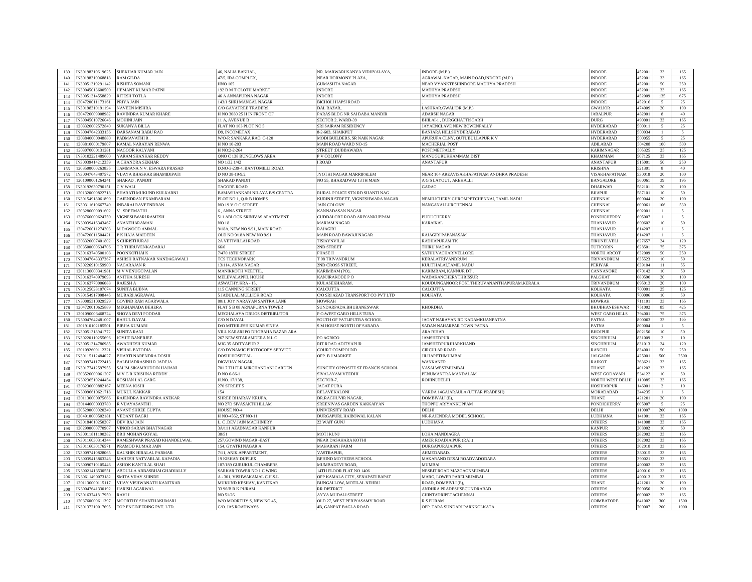| 139 | IN30198310619625 | SHEKHAR KUMAR JAIN | 46, NALIA BAKHAL, | NR. MARWARI KANYA VIDHYALAYA, | INDORE (M.P.) | INDORE | 452001 | 33 | 165 |
|---|---|---|---|---|---|---|---|---|---|
| 140 | IN30198310068818 | RAM GILDA | 47/5, IDA COMPLEX, | NEAR HORMONY PLAZA, | AGRAWAL NAGAR, MAIN ROAD,INDORE (M.P.) | INDORE | 452001 | 33 | 165 |
| 141 | IN30051319291142 | RISHITA SOMANI | HNO 165 | GUMASHTA NAGAR | NEAR VYANKTESHINDORE MADHYA PRADESH | INDORE | 452001 | 50 | 250 |
| 142 | IN30045013600500 | HEMANT KUMAR PATNI | 192 B M T CLOTH MARKET | INDORE | MADHYA PRADESH | INDORE | 452001 | 33 | 165 |
| 143 | IN30051314558829 | RITESH TOTLA | 46 A ANNAPURNA NAGAR | INDORE | MADHYA PRADESH | INDORE | 452009 | 135 | 675 |
| 144 | 1204720011173161 | PRIYA JAIN | 143/1 SHRI MANGAL NAGAR | BICHOLI HAPSI ROAD | . | INDORE | 452016 | 5 | 25 |
| 145 | IN30198310191194 | NAVEEN MISHRA | C/O GAYATREE TRADERS, | DAL BAZAR, | LASHKAR,GWALIOR (M.P.) | GWALIOR | 474009 | 20 | 100 |
| 146 | 1204720009908982 | RAVINDRA KUMAR KHARE | H NO 3080 25 H IN FRONT OF | PARAS BLDG NR SAI BABA MANDIR | ADARSH NAGAR | JABALPUR | 482001 | 8 | 40 |
| 147 | IN30045010726046 | MOHINI JAIN | 11 A, AVENUE B | SECTOR 2, WARD-39 | BHILAI-1 , DURGCHATTISGARH | DURG | 490001 | 33 | 165 |
| 148 | 1203320002572840 | SUKANYA BILLA | FLAT NO 103 PLOT NO 5 | SRI SAIRAM RESIDENCY | JAYAENCLAVE NEW BOWENPALLY | HYDERABAD | 500011 | 5 | 25 |
| 149 | IN30047642333156 | DARSANAM BABU RAO | D9, INCOMETAX | 8-2-603, SHAIKPET | BANJARA HILLSHYDERABAD | HYDERABAD | 500034 | 1 | 5 |
| 150 | 1203840000048880 | PADMAVATHI R . | W/O-R SANKARA RAO, C-120 | MODI BUILDERS, SR NAIK NAGAR | APURUPA CLNY, QUTUBULLAPUR K V | HYDERABAD | 500055 | 5 | 25 |
| 151 | 1203810000179807 | KAMAL NARAYAN RENWA | H NO 10-203 | MAIN ROAD WARD NO-15 | MACHERIAL POST | ADILABAD | 504208 | 100 | 500 |
| 152 | 1203070000131281 | NAGOOR KALYANI | H NO:2-2-264 | STREET :DUBBAWADA | POST:METPALLY | KARIMNAGAR | 505325 | 25 | 125 |
| 153 | IN30102221489600 | YARAM SHANKAR REDDY | QNO C 138 BUNGLOWS AREA | P V COLONY | MANUGURUKHAMMAM DIST | KHAMMAM | 507125 | 33 | 165 |
| 154 | IN30039414212359 | A CHANDRA SEKHAR | NO 1/32 1/42 | I ROAD | ANANTAPUR | ANANTAPUR | 515001 | 50 | 250 |
| 155 | 1203500000263835 | TAMMANA N V. ESWARA PRASAD | D.NO-3-239-4, BANTOMILLI ROAD. | | | KRISHNA | 521301 | 8 | 40 |
| 156 | IN30047643407572 | VIJAYA BHASKAR BHAMIDIPATI | D NO 38-19-9/2 | JYOTHI NAGAR MARRIPALEM | NEAR 104 AREAVISAKHAPATNAM ANDHRA PRADESH | VISAKHAPATNAM | 530018 | 20 | 100 |
| 157 | 1201090001264241 | SHARAD . PANDIT | SHARAD PANDIT | NO 55, BHARADWAJ 13TH MAIN | A G S LAYOUT, AREHALLI | BANGALORE | 560061 | 39 | 195 |
| 158 | IN30192630790151 | C V WALI | TAGORE ROAD | | GADAG | DHARWAR | 582101 | 20 | 100 |
| 159 | 1201320000822718 | BHARATI MUKUND KULKARNI | BAMASHANKARI NILAYA B/S CENTRA | RURAL POLICE STN RD SHANTI NAG | | BIJAPUR | 587101 | 10 | 50 |
| 160 | IN30154918061890 | GAJENDRAN EKAMBARAM | PLOT NO 1, Q & B HOMES | KURINJI STREET, VIGNESHWARA NAGAR | NEMILICHERY CHROMPETCHENNAI, TAMIL NADU | CHENNAI | 600044 | 20 | 100 |
| 161 | IN30311610667749 | INBARAJ RAVEENDRAN | NO 19 V O C STREET | JAIN COLONY | NANGANALLURCHENNAI | CHENNAI | 600061 | 106 | 530 |
| 162 | 1203280000091602 | V . SREEMATHI . | 6 , ANNA STREET | KANNADASAN NAGAR | | CHENNAI | 602001 | 1 | 5 |
| 163 | 1203760000624750 | VIGNESHWARI RAMESH | 511 ABLOCK SRINIVAS APARTMENT | CUDDALORE ROAD ARIYANKUPPAM | PUDUCHERRY | PONDICHERRY | 605007 | 1 | 5 |
| 164 | IN30039416343467 | ANANTHARAMAN | NO 18 | MARIAM NAGAR | KARAIKAL | THANJAVUR | 609602 | 10 | 50 |
| 165 | 1204720011274303 | M DAWOOD AMMAL | 9/18A, NEW NO 9/91, MAIN ROAD | RAJAGIRI | . | THANJAVUR | 614207 | 1 | 5 |
| 166 | 1204720011504421 | P K HAJA MAIDEEN | OLD NO 9/18A NEW NO 9/91 | MAIN ROAD BAWAJI NAGAR | RAJAGIRI PAPANASAM | THANJAVUR | 614207 | 1 | 5 |
| 167 | 1203320007401802 | S CHRISTHURAJ | 2A VETIVILLAI ROAD | TISIAYNVILAI | RADHAPURAM TK | TIRUNELVELI | 627657 | 24 | 120 |
| 168 | 1203500000634706 | T R THIRUVENKADARAJ | 66/6 | 2ND STREET | THIRU NAGAR | TUTICORIN | 628501 | 75 | 375 |
| 169 | IN30163740500108 | POONKOTHAI K | 7/470 18TH STREET | PHASE II | SATHUVACHARIVELLORE | NORTH ARCOT | 632009 | 50 | 250 |
| 170 | IN30047643337367 | ASHISH RATNAKAR NANDAGAWALI | TCS TECHNOPARK | T 08 TRIVANDRUM | KERALATRIVANDRUM | TRIVANDRUM | 635523 | 10 | 50 |
| 171 | IN30226910159900 | NAGARAJAN R | 13/114, ANNA NAGAR | 2ND CROSS STREET, | KULITHALAI,TAMIL NADU | PERIYAR | 639104 | 11 | 55 |
| 172 | 1201130000341981 | M V VENUGOPALAN | MANIKKOTH VEETTIL, | KARIMBAM (PO), | KARIMBAM, KANNUR DT., | CANNANORE | 670142 | 10 | 50 |
| 173 | IN30163740979693 | ANITHA SURESH | MELEVALAPPIL HOUSE | KANJIRAKODE P O | WADAKANCHERYTHRISSUR | PALGHAT | 680590 | 20 | 100 |
| 174 | IN30163770006088 | RAJESH A | ASWATHY,KRA - 15, | KULASEKHARAM, | KOUDUNGANOOR POST,THIRUVANANTHAPURAM,KERALA | TRIVANDRUM | 695013 | 20 | 100 |
| 175 | IN30125028107074 | SUNITA BUBNA | 115 CANNING STREET | CALCUTTA | CALCUTTA | KOLKATA | 700001 | 25 | 125 |
| 176 | IN30154917098445 | MURARI AGRAWAL | 5 JADULAL MULLICK ROAD | C/O SRI AZAD TRANSPORT CO PVT LTD | KOLKATA | KOLKATA | 700006 | 10 | 50 |
| 177 | IN30085310029529 | GOVIND RAM AGARWALA | 80/1, JOY NARAYAN SANTRA LANE | HOWRAH | | HOWRAH | 711101 | 33 | 165 |
| 178 | 1204720010625889 | MEGHANADA BEHERA | FLAT 5 B 08 ARNAPURNA TOWER | SUNDARPADA BHUBANESWAR | KHORDHA | BHUBHANESHWAR | 751002 | 85 | 425 |
| 179 | 1201090003468724 | SHOVA DEVI PODDAR | MEGHALAYA DRUGS DISTRIBUTOR | P.O-WEST GARO HILLS TURA | | WEST GARO HILLS | 794001 | 75 | 375 |
| 180 | IN30047642481007 | RAHUL DAYAL | C/O N DAYAL | SOUTH OF PATLIPUTRA SCHOOL | JAGAT NARAYAN RD KADAMKUANPATNA | PATNA | 800003 | 33 | 165 |
| 181 | 1201910102185501 | BIBHA KUMARI | D/O MITHILESH KUMAR SINHA | S M HOUSE NORTH OF SARADA | SADAN NAHARPAR TOWN PATNA | PATNA | 800004 | 1 | 5 |
| 182 | IN30051318941772 | SUNITA RANI | VILL KARARI PO DHOBAHA BAZAR ARA | | ARA BIHAR | BHOJPUR | 802156 | 10 | 50 |
| 183 | IN30220110255696 | JOYJIT BANERJEE | 267 NEW SITARAMDERA N.L.O. | PO AGRICO | JAMSHEDPUR | SINGHBHUM | 831009 | 2 | 10 |
| 184 | IN30051314786985 | AWADHESH KUMAR | MIG 35 ADITYAPUR 2 | RIT ROAD ADITYAPUR | JAMSHEDPURJHARKHAND | SINGHBHUM | 831013 | 24 | 120 |
| 185 | 1201092600112321 | VISHAL PATODIA | C/O DYNAMIC PHOTOCOPY SERVICE | COURT COMPOUND | CIRCULAR ROAD | RANCHI | 834001 | 50 | 250 |
| 186 | IN30115112484027 | BHARTI NARENDRA DOSHI | DOSHI HOSPITAL | OPP. B.J.MARKET | JILHAPETHMUMBAI | JALGAON | 425001 | 500 | 2500 |
| 187 | IN30097411722413 | BALBHADRASINH R JADEJA | DIGVIJAY NAGAR, | | WANKANER | RAJKOT | 363621 | 33 | 165 |
| 188 | IN30177412597955 | SALIM SIKAMRUDDIN HAJIANI | 701 7 TH FLR MIRCHANDANI GARDEN | SUNCITY OPPOSITE ST FRANCIS SCHOOL | VASAI WESTMUMBAI | THANE | 401202 | 33 | 165 |
| 189 | 1203520000061207 | M V G R KRISHNA REDDY . | D NO 6-66-1 | SIVALAYAM VEEDHI | PENUMANTRA MANDALAM | WEST GODAVARI | 534122 | 10 | 50 |
| 190 | IN30236510244454 | ROSHAN LAL GARG | H.NO. 17/138, | SECTOR-7, | ROHINI,DELHI | NORTH WEST DELHI | 110085 | 33 | 165 |
| 191 | 1203230000882167 | MEENA JOSHI | 270 STREET 5 | JAGAT PURA | | HOSHIARPUR | 146001 | 2 | 10 |
| 192 | IN30096610621718 | MUKUL KAKKAR | 154 | RELAVEKALONI | VARDA 14GAJARAULA (UTTAR PRADESH) | MORADABAD | 244235 | 1 | 5 |
| 193 | 1201130000075666 | RAJENDRA RAVINDRA ANEKAR | SHREE BHAIRAV KRUPA, | DR.RAGHUVIR NAGAR, | DOMBIVALI (E), | THANE | 421201 | 20 | 100 |
| 194 | 1301440000933780 | R VIJAYASANTHI . | NO 27D SIVASAKTHI ILLAM | SREENIVAS GARDEN KAKKAIYAN | THOPPU ARIYANKUPPAM | PONDICHERRY | 605007 | 5 | 25 |
| 195 | 1205290000020249 | ANANT SHREE GUPTA | HOUSE NO-4 | UNIVERSITY ROAD | DELHI | DELHI | 110007 | 200 | 1000 |
| 196 | 1204910000502181 | VEDANT BAGRI | H NO-4562, ST NO-11 | DURGAPURI, HAIBOWAL KALAN | NR-RAJENDRA MODEL SCHOOL | LUDHIANA | 141001 | 33 | 165 |
| 197 | IN30184610250207 | DEV RAJ JAIN | L. C .DEV JAIN MACHINERY | 22 WAIT GUNJ | LUDHIANA | OTHERS | 141008 | 33 | 165 |
| 198 | 1202990000770907 | VINOD SARAN BHATNAGAR | 3A/111 AZADNAGAR KANPUR | | | KANPUR | 208002 | 10 | 50 |
| 199 | IN30011811190282 | BRIJ MOHAN GOYAL | 38/51 | MOTI KUNJ | LOHA MANDIAGRA | OTHERS | 282002 | 33 | 165 |
| 200 | IN30116030314344 | RAMESHWAR PRASAD KHANDELWAL | 257,GOVIND NAGAR -EAST | NEAR DASAHARA KOTHI | AMER ROADJAIPUR (RAJ.) | OTHERS | 302002 | 33 | 165 |
| 201 | IN30116030176571 | PRAMOD KUMAR JAIN | 154, GYATRI NAGAR A | MAHARANI FARM | DURGAPURAJAIPUR | OTHERS | 302018 | 33 | 165 |
| 202 | IN30097410828065 | KAUSHIK HIRALAL PARMAR | 7/11, ANIK APPARTMENT, | VASTRAPUR, | AHMEDABAD. | OTHERS | 380015 | 33 | 165 |
| 203 | IN30039413863246 | MAHESH NATVARLAL KAPADIA | 19 KISHAN DUPLEX | BEHIND MOTHERS SCHOOL | MAKARAND DESAI ROADVADODARA | OTHERS | 390021 | 33 | 165 |
| 204 | IN30090710105446 | ASHOK KANTILAL SHAH | 187/189 GURUKUL CHAMBERS, | MUMBADEVI ROAD, | MUMBAI | OTHERS | 400002 | 33 | 165 |
| 205 | IN30021413530551 | ABDULLA ABBASBHAI GHADIALLY | SARKAR TOWER NO 1 C WING | 14TH FLOOR FLAT NO 1406 | NESBIT ROAD MAZGAONMUMBAI | OTHERS | 400010 | 33 | 165 |
| 206 | IN30611490073182 | SMITA VIJAY SHINDE | A - 301, VISHWAKAMAL C.H.S.L | OPP KAMALA CITY, SENAPATI BAPAT | MARG, LOWER PARELMUMBAI | OTHERS | 400013 | 33 | 165 |
| 207 | 1201130000115117 | VIJAY VISHWANATH KANITKAR | MUKUND KESHAV, KANITKAR | BUNGALLOW, MOTILAL NEHRU | ROAD, DOMBIVLI (E), | THANE | 421201 | 20 | 100 |
| 208 | IN30047641330192 | HARISH AGARWAL | 33 96/B R K PURAM | RR DISTRICT | ANDHRA PRADESHSECUNDRABAD | OTHERS | 500056 | 20 | 100 |
| 209 | IN30163741817950 | RAVI J | NO 51/26 | AYYA MUDALI STREET | CHINTADRIPETACHENNAI | OTHERS | 600002 | 33 | 165 |
| 210 | 1203760000611397 | MOORTHY SHANTHAKUMARI | W/O MOORTHY S, NEW NO 45, | OLD 27, WEST PERIYASAMY ROAD | R S PURAM | COIMBATORE | 641002 | 300 | 1500 |
| 211 | IN30137210017695 | TOP ENGINEERING PVT. LTD. | C/O. JAS ROADWAYS | 4B, GANPAT BAGLA ROAD | OPP. TARA SUNDARI PARKKOLKATA | OTHERS | 700007 | 200 | 1000 |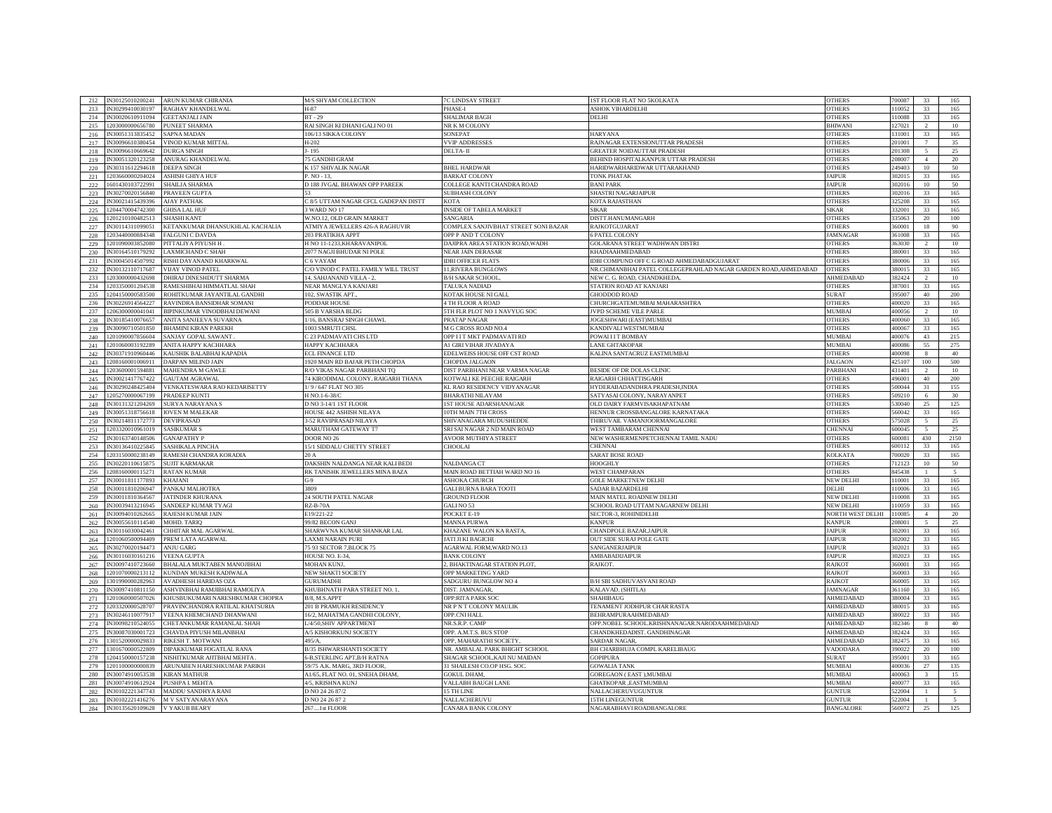| 212 | IN30125010200241 | ARUN KUMAR CHIRANIA | M/S SHYAM COLLECTION | 7C LINDSAY STREET | 1ST FLOOR FLAT NO 5KOLKATA | OTHERS | 700087 | 33 | 165 |
|---|---|---|---|---|---|---|---|---|---|
| 213 | IN30299410030197 | RAGHAV KHANDELWAL | H-87 | PHASE-I | ASHOK VIHARDELHI | OTHERS | 110052 | 33 | 165 |
| 214 | IN30020610911094 | GEETANJALI JAIN | BT - 29 | SHALIMAR BAGH | DELHI | OTHERS | 110088 | 33 | 165 |
| 215 | 1203000000656780 | PUNEET SHARMA | RAI SINGH KI DHANI GALI NO 01 | NR K M COLONY | | BHIWANI | 127021 | 2 | 10 |
| 216 | IN30051313835452 | SAPNA MADAN | 106/13 SIKKA COLONY | SONEPAT | HARYANA | OTHERS | 131001 | 33 | 165 |
| 217 | IN30096610380454 | VINOD KUMAR MITTAL | H-202 | VVIP ADDRESSES | RAJNAGAR EXTENSIONUTTAR PRADESH | OTHERS | 201001 | 7 | 35 |
| 218 | IN30096610669642 | DURGA SINGH | J- 195 | DELTA- II | GREATER NOIDAUTTAR PRADESH | OTHERS | 201308 | 5 | 25 |
| 219 | IN30051320123258 | ANURAG KHANDELWAL | 75 GANDHI GRAM | | BEHIND HOSPITALKANPUR UTTAR PRADESH | OTHERS | 208007 | 4 | 20 |
| 220 | IN30311612294618 | DEEPA SINGH | K 157 SHIVALIK NAGAR | BHEL HARDWAR | HARIDWARHARIDWAR UTTARAKHAND | OTHERS | 249403 | 10 | 50 |
| 221 | 1203660000204024 | ASHISH GHIYA HUF | P. NO - 13, | BARKAT COLONY | TONK PHATAK | JAIPUR | 302015 | 33 | 165 |
| 222 | 1601430103722991 | SHAILJA SHARMA | D 188 JVGAL BHAWAN OPP PAREEK | COLLEGE KANTI CHANDRA ROAD | BANI PARK | JAIPUR | 302016 | 10 | 50 |
| 223 | IN30270020156840 | PRAVEEN GUPTA | 53 | SUBHASH COLONY | SHASTRI NAGARJAIPUR | OTHERS | 302016 | 33 | 165 |
| 224 | IN30021415439396 | AJAY PATHAK | C 8/5 UTTAM NAGAR CFCL GADEPAN DISTT | KOTA | KOTA RAJASTHAN | OTHERS | 325208 | 33 | 165 |
| 225 | 1204470004742300 | GHISA LAL HUF | 3 WARD NO 17 | INSIDE OF TABELA MARKET | SIKAR | SIKAR | 332001 | 33 | 165 |
| 226 | 1201210100482513 | SHASHI KANT | W.NO.12, OLD GRAIN MARKET | SANGARIA | DISTT.HANUMANGARH | OTHERS | 335063 | 20 | 100 |
| 227 | IN30114311099051 | KETANKUMAR DHANSUKHLAL KACHALIA | ATMIYA JEWELLERS 426-A RAGHUVIR | COMPLEX SANJIVBHAT STREET SONI BAZAR | RAJKOTGUJARAT | OTHERS | 360001 | 18 | 90 |
| 228 | 1203440000884348 | FALGUNI C DAVDA | 203 PRATIKHA APPT | OPP P AND T COLONY | 6 PATEL COLONY | JAMNAGAR | 361008 | 33 | 165 |
| 229 | 1201090003852080 | PITTALIYA PIYUSH H . | H NO 11-1233,KHARAVANIPOL | DAJIPRA AREA STATION ROAD,WADH | GOLARANA STREET WADHWAN DISTRI | OTHERS | 363030 | 2 | 10 |
| 230 | IN30164510179292 | LAXMICHAND C SHAH | 2077 NAGJI BHUDAR NI POLE | NEAR JAIN DERASAR | KHADIAAHMEDABAD | OTHERS | 380001 | 33 | 165 |
| 231 | IN30045014507992 | RISHI DAYANAND KHARKWAL | C 6 VAYAM | IDBI OFFICER FLATS | IDBI COMPUND OFF C G ROAD AHMEDABADGUJARAT | OTHERS | 380006 | 33 | 165 |
| 232 | IN30132110717687 | VIJAY VINOD PATEL | C/O VINOD C PATEL FAMILY WILL TRUST | 11,RIVERA BUNGLOWS | NR.CHIMANBHAI PATEL COLLEGEPRAHLAD NAGAR GARDEN ROAD,AHMEDABAD | OTHERS | 380015 | 33 | 165 |
| 233 | 1203000000432698 | DHIRAJ DINESHDUTT SHARMA | 14, SAHJANAND VILLA - 2, | B/H SAKAR SCHOOL, | NEW C. G. ROAD, CHANDKHEDA, | AHMEDABAD | 382424 | 2 | 10 |
| 234 | 1203350001204538 | RAMESHBHAI HIMMATLAL SHAH | NEAR MANGLYA KANJARI | TALUKA NADIAD | STATION ROAD AT KANJARI | OTHERS | 387001 | 33 | 165 |
| 235 | 1204150000583500 | ROHITKUMAR JAYANTILAL GANDHI | 102, SWASTIK APT., | KOTAK HOUSE NI GALI, | GHODDOD ROAD | SURAT | 395007 | 40 | 200 |
| 236 | IN30226914564227 | RAVINDRA BANSIDHAR SOMANI | PODDAR HOUSE | 4 TH FLOOR A ROAD | CHURCHGATEMUMBAI MAHARASHTRA | OTHERS | 400020 | 33 | 165 |
| 237 | 1206300000041041 | BIPINKUMAR VINODBHAI DEWANI | 505 B VARSHA BLDG | 5TH FLR PLOT NO 1 NAVYUG SOC | JVPD SCHEME VILE PARLE | MUMBAI | 400056 | 2 | 10 |
| 238 | IN30185410076657 | ANITA SANJEEVA SUVARNA | 1/16, BANSRAJ SINGH CHAWL | PRATAP NAGAR | JOGESHWARI (EAST)MUMBAI | OTHERS | 400060 | 33 | 165 |
| 239 | IN30090710501850 | BHAMINI KIRAN PAREKH | 1003 SMRUTI CHSL | M G CROSS ROAD NO.4 | KANDIVALI WESTMUMBAI | OTHERS | 400067 | 33 | 165 |
| 240 | 1201090007856604 | SANJAY GOPAL SAWANT . | C 23 PADMAVATI CHS LTD | OPP I I T MKT PADMAVATI RD | POWAI I I T BOMBAY | MUMBAI | 400076 | 43 | 215 |
| 241 | 1201060003192289 | ANITA HAPPY KACHHARA | HAPPY KACHHARA | A1 GIRI VIHAR JIVADAYA | LANE GHTAKOPAR | MUMBAI | 400086 | 55 | 275 |
| 242 | IN30371910960446 | KAUSHIK BALABHAI KAPADIA | ECL FINANCE LTD | EDELWEISS HOUSE OFF CST ROAD | KALINA SANTACRUZ EASTMUMBAI | OTHERS | 400098 | 8 | 40 |
| 243 | 1208160001006911 | DARPAN MILIND JAIN | 1920 MAIN RD BAJAR PETH CHOPDA | CHOPDA JALGAON | | JALGAON | 425107 | 100 | 500 |
| 244 | 1203600001594881 | MAHENDRA M GAWLE | R/O VIKAS NAGAR PARBHANI TQ | DIST PARBHANI NEAR VARMA NAGAR | BESIDE OF DR DOLAS CLINIC | PARBHANI | 431401 | 2 | 10 |
| 245 | IN30021417767422 | GAUTAM AGRAWAL | 74 KIRODIMAL COLONY, RAIGARH THANA | KOTWALI KE PEECHE RAIGARH | RAIGARH CHHATTISGARH | OTHERS | 496001 | 40 | 200 |
| 246 | IN30290248425404 | VENKATESWARA RAO KEDARISETTY | 1/ 9 / 647 FLAT NO 305 | KL RAO RESIDENCY VIDYANAGAR | HYDERABADANDHRA PRADESH,INDIA | OTHERS | 500044 | 31 | 155 |
| 247 | 1205270000067199 | PRADEEP KUNTI | H NO.1-6-38/C | BHARATHI NILAYAM | SATYASAI COLONY, NARAYANPET | OTHERS | 509210 | 6 | 30 |
| 248 | IN30131321204269 | SURYA NARAYANA S | D NO 3-14/1 1ST FLOOR | 1ST HOUSE ADARSHANAGAR | OLD DAIRY FARMVISAKHAPATNAM | OTHERS | 530040 | 25 | 125 |
| 249 | IN30051318756618 | IOVEN M MALEKAR | HOUSE 442 ASHISH NILAYA | 10TH MAIN 7TH CROSS | HENNUR CROSSBANGALORE KARNATAKA | OTHERS | 560042 | 33 | 165 |
| 250 | IN30214811172773 | DEVIPRASAD | 3-52 RAVIPRASAD NILAYA | SHIVANAGARA MUDUSHEDDE | THIRUVAIL VAMANJOORMANGALORE | OTHERS | 575028 | 5 | 25 |
| 251 | 1203320001061019 | SASIKUMAR S | MARUTHAM GATEWAY T7 | SRI SAI NAGAR 2 ND MAIN ROAD | WEST TAMBARAM CHENNAI | CHENNAI | 600045 | 5 | 25 |
| 252 | IN30163740148506 | GANAPATHY P | DOOR NO 26 | AVOOR MUTHIYA STREET | NEW WASHERMENPETCHENNAI TAMIL NADU | OTHERS | 600081 | 430 | 2150 |
| 253 | IN30136410225845 | SASHIKALA PINCHA | 15/1 SIDDALU CHETTY STREET | CHOOLAI | CHENNAI | OTHERS | 600112 | 33 | 165 |
| 254 | 1203150000238149 | RAMESH CHANDRA KORADIA | 20 A | | SARAT BOSE ROAD | KOLKATA | 700020 | 33 | 165 |
| 255 | IN30220110615875 | SUJIT KARMAKAR | DAKSHIN NALDANGA NEAR KALI BEDI | NALDANGA CT | HOOGHLY | OTHERS | 712123 | 10 | 50 |
| 256 | 1208160000115271 | RATAN KUMAR | RK TANISHK JEWELLERS MINA BAZA | MAIN ROAD BETTIAH WARD NO 16 | WEST CHAMPARAN | OTHERS | 845438 | 1 | 5 |
| 257 | IN30011811177893 | KHAJANI | G-9 | ASHOKA CHURCH | GOLE MARKETNEW DELHI | NEW DELHI | 110001 | 33 | 165 |
| 258 | IN30011810206947 | PANKAJ MALHOTRA | 3809 | GALI BURNA BARA TOOTI | SADAR BAZARDELHI | DELHI | 110006 | 33 | 165 |
| 259 | IN30011810364567 | JATINDER KHURANA | 24 SOUTH PATEL NAGAR | GROUND FLOOR | MAIN MATEL ROADNEW DELHI | NEW DELHI | 110008 | 33 | 165 |
| 260 | IN30039413216945 | SANDEEP KUMAR TYAGI | RZ-B-70A | GALI NO 53 | SCHOOL ROAD UTTAM NAGARNEW DELHI | NEW DELHI | 110059 | 33 | 165 |
| 261 | IN30094010262665 | RAJESH KUMAR JAIN | E19/221-22 | POCKET E-19 | SECTOR-3, ROHINIDELHI | NORTH WEST DELHI | 110085 | 4 | 20 |
| 262 | IN30055610114540 | MOHD. TARIQ | 99/82 BECON GANJ | MANNA PURWA | KANPUR | KANPUR | 208001 | 5 | 25 |
| 263 | IN30116030042461 | CHHITAR MAL AGARWAL | SHARWVNA KUMAR SHANKAR LAL | KHAZANE WALON KA RASTA, | CHANDPOLE BAZAR,JAIPUR | JAIPUR | 302001 | 33 | 165 |
| 264 | 1201060500094409 | PREM LATA AGARWAL | LAXMI NARAIN PURI | JATI JI KI BAGICHI | OUT SIDE SURAJ POLE GATE | JAIPUR | 302002 | 33 | 165 |
| 265 | IN30270020194473 | ANJU GARG | 75 93 SECTOR 7,BLOCK 75 | AGARWAL FORM,WARD NO.13 | SANGANERJAIPUR | JAIPUR | 302021 | 33 | 165 |
| 266 | IN30116030161216 | VEENA GUPTA | HOUSE NO. E-34, | BANK COLONY | AMBABADIJAIPUR | JAIPUR | 302023 | 33 | 165 |
| 267 | IN30097410723660 | BHALALA MUKTABEN MANOJBHAI | MOHAN KUNJ, | 2, BHAKTINAGAR STATION PLOT, | RAJKOT. | RAJKOT | 360001 | 33 | 165 |
| 268 | 1201070000213112 | KUNDAN MUKESH KADIWALA | NEW SHAKTI SOCIETY | OPP MARKETING YARD | | RAJKOT | 360003 | 33 | 165 |
| 269 | 1301990000282963 | AVADHESH HARIDAS OZA | GURUMADHI | SADGURU BUNGLOW NO 4 | B/H SBI SADHUVASVANI ROAD | RAJKOT | 360005 | 33 | 165 |
| 270 | IN30097410811150 | ASHVINBHAI RAMJIBHAI RAMOLIYA | KHUBHNATH PARA STREET NO. 1, | DIST. JAMNAGAR, | KALAVAD. (SHITLA) | JAMNAGAR | 361160 | 33 | 165 |
| 271 | 1201060000507026 | KHUSBUKUMARI NARESHKUMAR CHOPRA | B/8, M.S.APPT | OPP:RITA PARK SOC | SHAHIBAUG | AHMEDABAD | 380004 | 33 | 165 |
| 272 | 1203320000528707 | PRAVINCHANDRA RATILAL KHATSURIA | 201 B PRAMUKH RESIDENCY | NR P N T COLONY MAULIK | TENAMENT JODHPUR CHAR RASTA | AHMEDABAD | 380015 | 33 | 165 |
| 273 | IN30246110077917 | VEENA KHEMCHAND DHANWANI | 16/2, MAHATMA GANDHI COLONY, | OPP.CNI HALL | BEHRAMPURAAHMEDABAD | AHMEDABAD | 380022 | 33 | 165 |
| 274 | IN30098210524055 | CHETANKUMAR RAMANLAL SHAH | L/4/50,SHIV APPARTMENT | NR.S.R.P. CAMP | OPP.NOBEL SCHOOL.KRISHNANAGAR.NARODAAHMEDABAD | AHMEDABAD | 382346 | 8 | 40 |
| 275 | IN30087030001723 | CHAVDA PIYUSH MILANBHAI | A/5 KISHORKUNJ SOCIETY | OPP. A.M.T.S. BUS STOP | CHANDKHEDADIST. GANDHINAGAR | AHMEDABAD | 382424 | 33 | 165 |
| 276 | 1301520000029833 | RIKESH T. MOTWANI | 495/A, | OPP, MAHARATHI SOCIETY, | SARDAR NAGAR, | AHMEDABAD | 382475 | 33 | 165 |
| 277 | 1301670000522809 | DIPAKKUMAR FOGATLAL RANA | B/35 ISHWARSHANTI SOCIETY | NR. AMBALAL PARK BHIGHT SCHOOL | BH CHARBHUJA COMPL KARELIBAUG | VADODARA | 390022 | 20 | 100 |
| 278 | 1204150000157238 | NISHITKUMAR AJITBHAI MEHTA . | 6-B,STERLING APT,B/H RATNA | SHAGAR SCHOOL,KAJI NU MAIDAN | GOPIPURA | SURAT | 395001 | 33 | 165 |
| 279 | 1201100000000839 | ARUNABEN HARESHKUMAR PARIKH | 59/75 A.K. MARG, 3RD FLOOR, | 31 SHAILESH CO.OP HSG. SOC. | GOWALIA TANK | MUMBAI | 400036 | 27 | 135 |
| 280 | IN30074910053538 | KIRAN MATHUR | A1/65, FLAT NO. 01, SNEHA DHAM, | GOKUL DHAM, | GOREGAON ( EAST ),MUMBAI | MUMBAI | 400063 | 3 | 15 |
| 281 | IN30074910612924 | PUSHPA L MEHTA | 4/5, KRISHNA KUNJ | VALLABH BAUGH LANE | GHATKOPAR ,EASTMUMBAI | MUMBAI | 400077 | 33 | 165 |
| 282 | IN30102221347743 | MADDU SANDHYA RANI | D NO 24 26 87/2 | 15 TH LINE | NALLACHERUVUGUNTUR | GUNTUR | 522004 | 1 | 5 |
| 283 | IN30102221416276 | M V SATYANARAYANA | D NO 24 26 87 2 | NALLACHERUVU | 15TH LINEGUNTUR | GUNTUR | 522004 | 1 | 5 |
| 284 | IN30135620109628 | V YAKUB BEARY | 267....1st FLOOR | CANARA BANK COLONY | NAGARABHAVI ROADBANGALORE | BANGALORE | 560072 | 25 | 125 |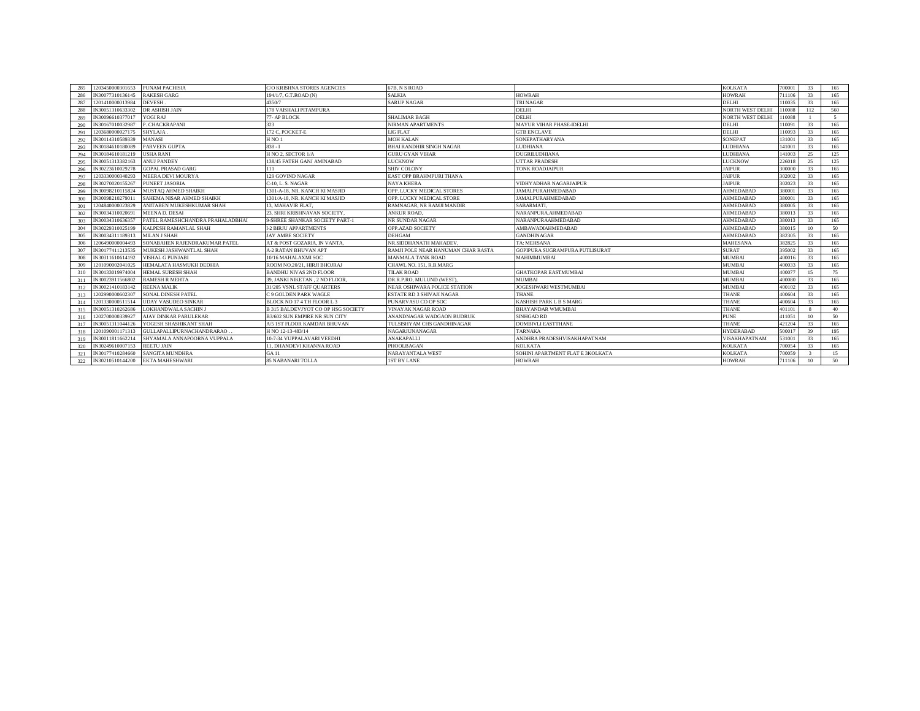| | | | | | | | | | |
|---|---|---|---|---|---|---|---|---|---|
| 285 | 1203450000301653 | PUNAM PACHISIA | C/O KRISHNA STORES AGENCIES | 67B, N S ROAD | | KOLKATA | 700001 | 33 | 165 |
| 286 | IN30077310136145 | RAKESH GARG | 194/1/7, G.T.ROAD (N) | SALKIA | HOWRAH | HOWRAH | 711106 | 33 | 165 |
| 287 | 1201410000013984 | DEVESH . | 4350/7 | SARUP NAGAR | TRI NAGAR | DELHI | 110035 | 33 | 165 |
| 288 | IN30051310633302 | DR ASHISH JAIN | 178 VAISHALI PITAMPURA | | DELHI | NORTH WEST DELHI | 110088 | 112 | 560 |
| 289 | IN30096610377017 | YOGI RAJ | 77- AP BLOCK | SHALIMAR BAGH | DELHI | NORTH WEST DELHI | 110088 | 1 | 5 |
| 290 | IN30167010032987 | P. CHACKRAPANI | 323 | NIRMAN APARTMENTS | MAYUR VIHAR PHASE-IDELHI | DELHI | 110091 | 33 | 165 |
| 291 | 1203680000027175 | SHYLAJA . | 172 C, POCKET-E | LIG FLAT | GTB ENCLAVE | DELHI | 110093 | 33 | 165 |
| 292 | IN30114310589339 | MANASI | H NO 1 | MOH KALAN | SONEPATHARYANA | SONEPAT | 131001 | 33 | 165 |
| 293 | IN30184610180089 | PARVEEN GUPTA | 838 - I | BHAI RANDHIR SINGH NAGAR | LUDHIANA | LUDHIANA | 141001 | 33 | 165 |
| 294 | IN30184610181219 | USHA RANI | H NO 2, SECTOR 1/A | GURU GYAN VIHAR | DUGRILUDHIANA | LUDHIANA | 141003 | 25 | 125 |
| 295 | IN30051313382163 | ANUJ PANDEY | 138/45 FATEH GANJ AMINABAD | LUCKNOW | UTTAR PRADESH | LUCKNOW | 226018 | 25 | 125 |
| 296 | IN30223610029278 | GOPAL PRASAD GARG | 111 | SHIV COLONY | TONK ROADJAIPUR | JAIPUR | 300000 | 33 | 165 |
| 297 | 1203330000340293 | MEERA DEVI MOURYA | 129 GOVIND NAGAR | EAST OPP BRAHMPURI THANA | | JAIPUR | 302002 | 33 | 165 |
| 298 | IN30270020155267 | PUNEET JASORIA | C-10, L. S. NAGAR | NAYA KHERA | VIDHYADHAR NAGARJAIPUR | JAIPUR | 302023 | 33 | 165 |
| 299 | IN30098210115824 | MUSTAQ AHMED SHAIKH | 1301-A-18, NR. KANCH KI MASJID | OPP. LUCKY MEDICAL STORES | JAMALPURAHMEDABAD | AHMEDABAD | 380001 | 33 | 165 |
| 300 | IN30098210279011 | SAHEMA NISAR AHMED SHAIKH | 1301/A-18, NR. KANCH KI MASJID | OPP. LUCKY MEDICAL STORE | JAMALPURAHMEDABAD | AHMEDABAD | 380001 | 33 | 165 |
| 301 | 1204840000023829 | ANITABEN MUKESHKUMAR SHAH | 13, MAHAVIR FLAT, | RAMNAGAR, NR RAMJI MANDIR | SABARMATI, | AHMEDABAD | 380005 | 33 | 165 |
| 302 | IN30034310020691 | MEENA D. DESAI | 23, SHRI KRISHNAVAN SOCIETY, | ANKUR ROAD, | NARANPURA,AHMEDABAD | AHMEDABAD | 380013 | 33 | 165 |
| 303 | IN30034310636357 | PATEL RAMESHCHANDRA PRAHALADBHAI | 9-SHREE SHANKAR SOCIETY PART-1 | NR SUNDAR NAGAR | NARANPURAAHMEDABAD | AHMEDABAD | 380013 | 33 | 165 |
| 304 | IN30229310025199 | KALPESH RAMANLAL SHAH | I-2 BIRJU APPARTMENTS | OPP.AZAD SOCIETY | AMBAWADIAHMEDABAD | AHMEDABAD | 380015 | 10 | 50 |
| 305 | IN30034311189313 | MILAN J SHAH | JAY AMBE SOCIETY | DEHGAM | GANDHINAGAR | AHMEDABAD | 382305 | 33 | 165 |
| 306 | 1206490000004493 | SONABAHEN RAJENDRAKUMAR PATEL | AT & POST GOZARIA, IN VANTA, | NR.SIDDHANATH MAHADEV, | TA: MEHSANA | MAHESANA | 382825 | 33 | 165 |
| 307 | IN30177411213535 | MUKESH JASHWANTLAL SHAH | A-2 RATAN BHUVAN APT | RAMJI POLE NEAR HANUMAN CHAR RASTA | GOPIPURA SUGRAMPURA PUTLISURAT | SURAT | 395002 | 33 | 165 |
| 308 | IN30311610614192 | VISHAL G PUNJABI | 10/16 MAHALAXMI SOC | MANMALA TANK ROAD | MAHIMMUMBAI | MUMBAI | 400016 | 33 | 165 |
| 309 | 1201090002041025 | HEMALATA HASMUKH DEDHIA | ROOM NO.20/21, HIRJI BHOJRAJ | CHAWL NO. 151, R.B.MARG | | MUMBAI | 400033 | 33 | 165 |
| 310 | IN30133019974004 | HEMAL SURESH SHAH | BANDHU NIVAS 2ND FLOOR | TILAK ROAD | GHATKOPAR EASTMUMBAI | MUMBAI | 400077 | 15 | 75 |
| 311 | IN30023911566802 | RAMESH R MEHTA | 39, JANKI NIKETAN , 2 ND FLOOR, | DR.R.P.RO, MULUND (WEST), | MUMBAI | MUMBAI | 400080 | 33 | 165 |
| 312 | IN30021410183142 | REENA MALIK | 31/205 VSNL STAFF QUARTERS | NEAR OSHIWARA POLICE STATION | JOGESHWARI WESTMUMBAI | MUMBAI | 400102 | 33 | 165 |
| 313 | 1202990000602307 | SONAL DINESH PATEL | C 9 GOLDEN PARK WAGLE | ESTATE RD 3 SHIVAJI NAGAR | THANE | THANE | 400604 | 33 | 165 |
| 314 | 1201330000511514 | UDAY VASUDEO SINKAR | BLOCK NO 17 4 TH FLOOR L 3 | PUNARVASU CO OP SOC | KASHISH PARK L B S MARG | THANE | 400604 | 33 | 165 |
| 315 | IN30051310262686 | LOKHANDWALA SACHIN J | B 315 BALDEVJYOT CO OP HSG SOCIETY | VINAYAK NAGAR ROAD | BHAYANDAR WMUMBAI | THANE | 401101 | 8 | 40 |
| 316 | 1202700000339927 | AJAY DINKAR PARULEKAR | B3/602 SUN EMPIRE NR SUN CITY | ANANDNAGAR WADGAON BUDRUK | SINHGAD RD | PUNE | 411051 | 10 | 50 |
| 317 | IN30051311044126 | YOGESH SHASHIKANT SHAH | A/5 1ST FLOOR KAMDAR BHUVAN | TULSISHYAM CHS GANDHINAGAR | DOMBIVLI EASTTHANE | THANE | 421204 | 33 | 165 |
| 318 | 1201090001171313 | GULLAPALLIPURNACHANDRARAO . . | H NO 12-13-483/14 | NAGARJUNANAGAR | TARNAKA | HYDERABAD | 500017 | 39 | 195 |
| 319 | IN30011811662214 | SHYAMALA ANNAPOORNA VUPPALA | 10-7-34 VUPPALAVARI VEEDHI | ANAKAPALLI | ANDHRA PRADESHVISAKHAPATNAM | VISAKHAPATNAM | 531001 | 33 | 165 |
| 320 | IN30249610007153 | REETU JAIN | 11, DHANDEVI KHANNA ROAD | PHOOLBAGAN | KOLKATA | KOLKATA | 700054 | 33 | 165 |
| 321 | IN30177410284660 | SANGITA MUNDHRA | GA 11 | NARAYANTALA WEST | SOHINI APARTMENT FLAT E 3KOLKATA | KOLKATA | 700059 | 3 | 15 |
| 322 | IN30210510144200 | EKTA MAHESHWARI | 85 NABANARI TOLLA | 1ST BY LANE | HOWRAH | HOWRAH | 711106 | 10 | 50 |